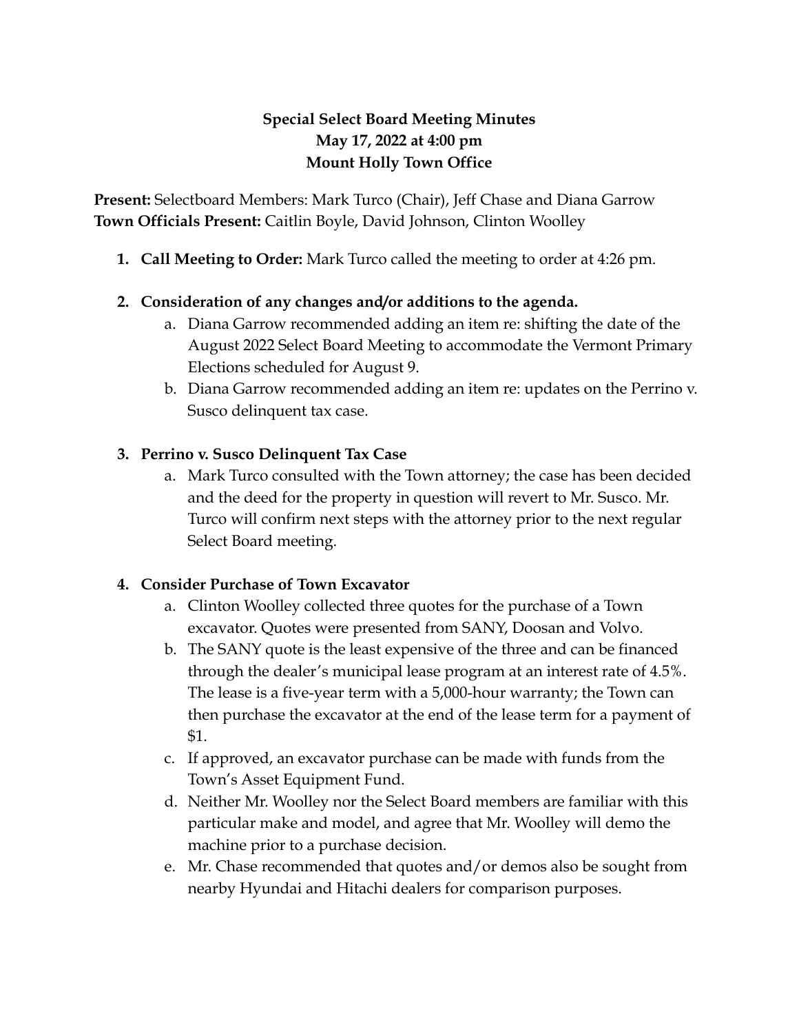**Special Select Board Meeting Minutes**
**May 17, 2022 at 4:00 pm**
**Mount Holly Town Office**

**Present:** Selectboard Members: Mark Turco (Chair), Jeff Chase and Diana Garrow
**Town Officials Present:** Caitlin Boyle, David Johnson, Clinton Woolley

1. **Call Meeting to Order:** Mark Turco called the meeting to order at 4:26 pm.

2. **Consideration of any changes and/or additions to the agenda.**
   a. Diana Garrow recommended adding an item re: shifting the date of the August 2022 Select Board Meeting to accommodate the Vermont Primary Elections scheduled for August 9.
   b. Diana Garrow recommended adding an item re: updates on the Perrino v. Susco delinquent tax case.

3. **Perrino v. Susco Delinquent Tax Case**
   a. Mark Turco consulted with the Town attorney; the case has been decided and the deed for the property in question will revert to Mr. Susco. Mr. Turco will confirm next steps with the attorney prior to the next regular Select Board meeting.

4. **Consider Purchase of Town Excavator**
   a. Clinton Woolley collected three quotes for the purchase of a Town excavator. Quotes were presented from SANY, Doosan and Volvo.
   b. The SANY quote is the least expensive of the three and can be financed through the dealer's municipal lease program at an interest rate of 4.5%. The lease is a five-year term with a 5,000-hour warranty; the Town can then purchase the excavator at the end of the lease term for a payment of $1.
   c. If approved, an excavator purchase can be made with funds from the Town's Asset Equipment Fund.
   d. Neither Mr. Woolley nor the Select Board members are familiar with this particular make and model, and agree that Mr. Woolley will demo the machine prior to a purchase decision.
   e. Mr. Chase recommended that quotes and/or demos also be sought from nearby Hyundai and Hitachi dealers for comparison purposes.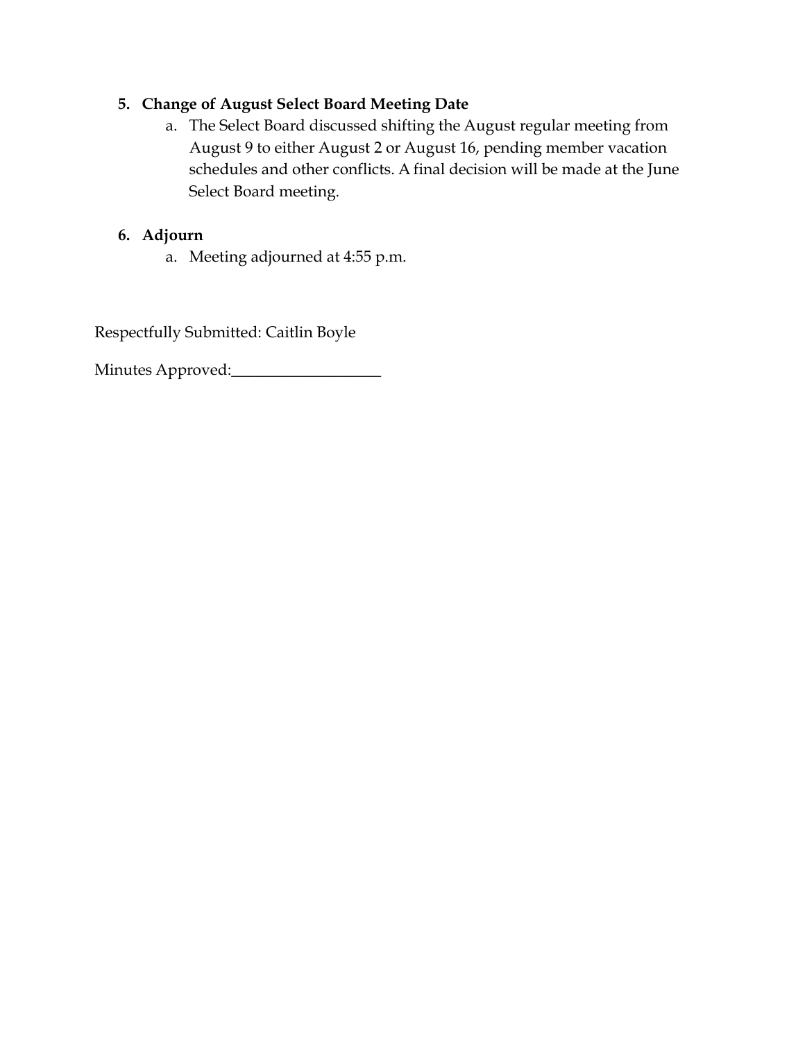5. **Change of August Select Board Meeting Date**
    a. The Select Board discussed shifting the August regular meeting from August 9 to either August 2 or August 16, pending member vacation schedules and other conflicts. A final decision will be made at the June Select Board meeting.

6. **Adjourn**
    a. Meeting adjourned at 4:55 p.m.

Respectfully Submitted: Caitlin Boyle

Minutes Approved:___________________